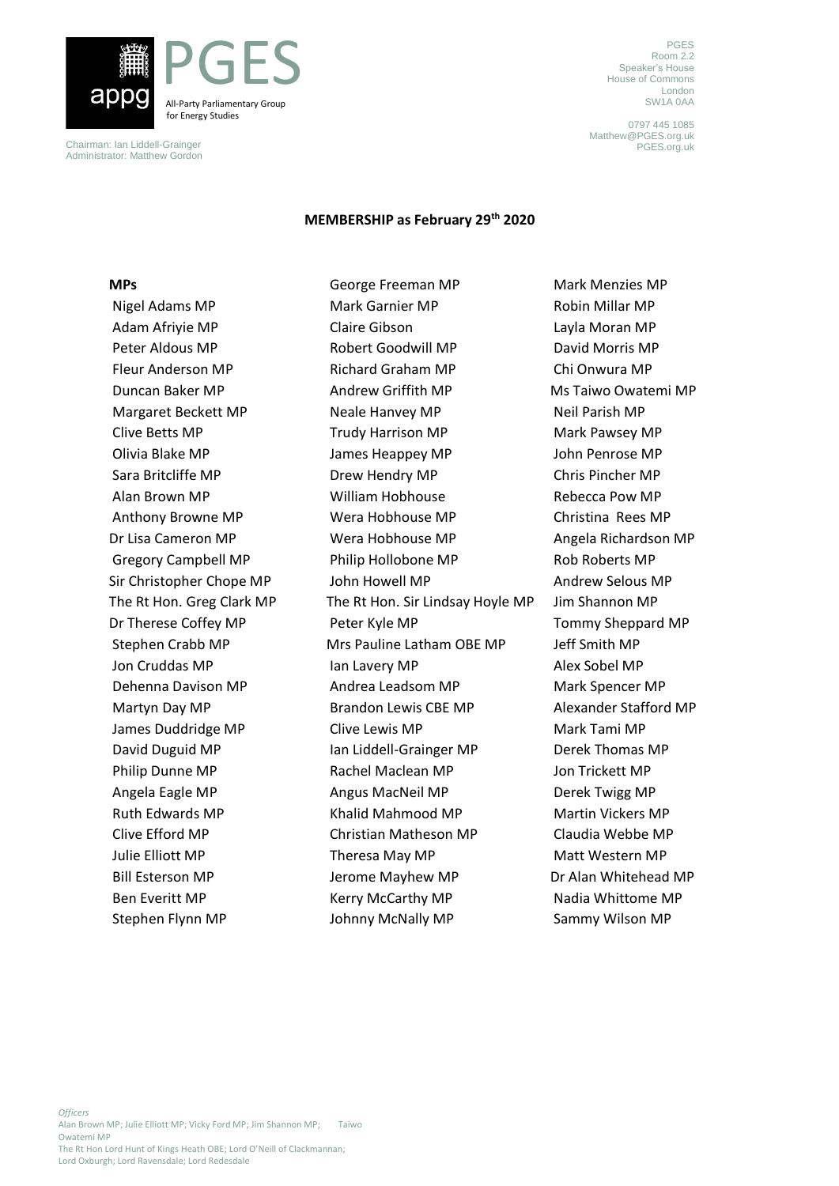appg PGES All-Party Parliamentary Group for Energy Studies

Chairman: Ian Liddell-Grainger
Administrator: Matthew Gordon

PGES
Room 2.2
Speaker's House
House of Commons
London
SW1A 0AA

0797 445 1085
Matthew@PGES.org.uk
PGES.org.uk

**MEMBERSHIP as February 29th 2020**

**MPs**

Nigel Adams MP
Adam Afriyie MP
Peter Aldous MP
Fleur Anderson MP
Duncan Baker MP
Margaret Beckett MP
Clive Betts MP
Olivia Blake MP
Sara Britcliffe MP
Alan Brown MP
Anthony Browne MP
Dr Lisa Cameron MP
Gregory Campbell MP
Sir Christopher Chope MP
The Rt Hon. Greg Clark MP
Dr Therese Coffey MP
Stephen Crabb MP
Jon Cruddas MP
Dehenna Davison MP
Martyn Day MP
James Duddridge MP
David Duguid MP
Philip Dunne MP
Angela Eagle MP
Ruth Edwards MP
Clive Efford MP
Julie Elliott MP
Bill Esterson MP
Ben Everitt MP
Stephen Flynn MP
George Freeman MP
Mark Garnier MP
Claire Gibson
Robert Goodwill MP
Richard Graham MP
Andrew Griffith MP
Neale Hanvey MP
Trudy Harrison MP
James Heappey MP
Drew Hendry MP
William Hobhouse
Wera Hobhouse MP
Wera Hobhouse MP
Philip Hollobone MP
John Howell MP
The Rt Hon. Sir Lindsay Hoyle MP
Peter Kyle MP
Mrs Pauline Latham OBE MP
Ian Lavery MP
Andrea Leadsom MP
Brandon Lewis CBE MP
Clive Lewis MP
Ian Liddell-Grainger MP
Rachel Maclean MP
Angus MacNeil MP
Khalid Mahmood MP
Christian Matheson MP
Theresa May MP
Jerome Mayhew MP
Kerry McCarthy MP
Johnny McNally MP
Mark Menzies MP
Robin Millar MP
Layla Moran MP
David Morris MP
Chi Onwura MP
Ms Taiwo Owatemi MP
Neil Parish MP
Mark Pawsey MP
John Penrose MP
Chris Pincher MP
Rebecca Pow MP
Christina Rees MP
Angela Richardson MP
Rob Roberts MP
Andrew Selous MP
Jim Shannon MP
Tommy Sheppard MP
Jeff Smith MP
Alex Sobel MP
Mark Spencer MP
Alexander Stafford MP
Mark Tami MP
Derek Thomas MP
Jon Trickett MP
Derek Twigg MP
Martin Vickers MP
Claudia Webbe MP
Matt Western MP
Dr Alan Whitehead MP
Nadia Whittome MP
Sammy Wilson MP

*Officers*
Alan Brown MP; Julie Elliott MP; Vicky Ford MP; Jim Shannon MP; Taiwo Owatemi MP
The Rt Hon Lord Hunt of Kings Heath OBE; Lord O'Neill of Clackmannan; Lord Oxburgh; Lord Ravensdale; Lord Redesdale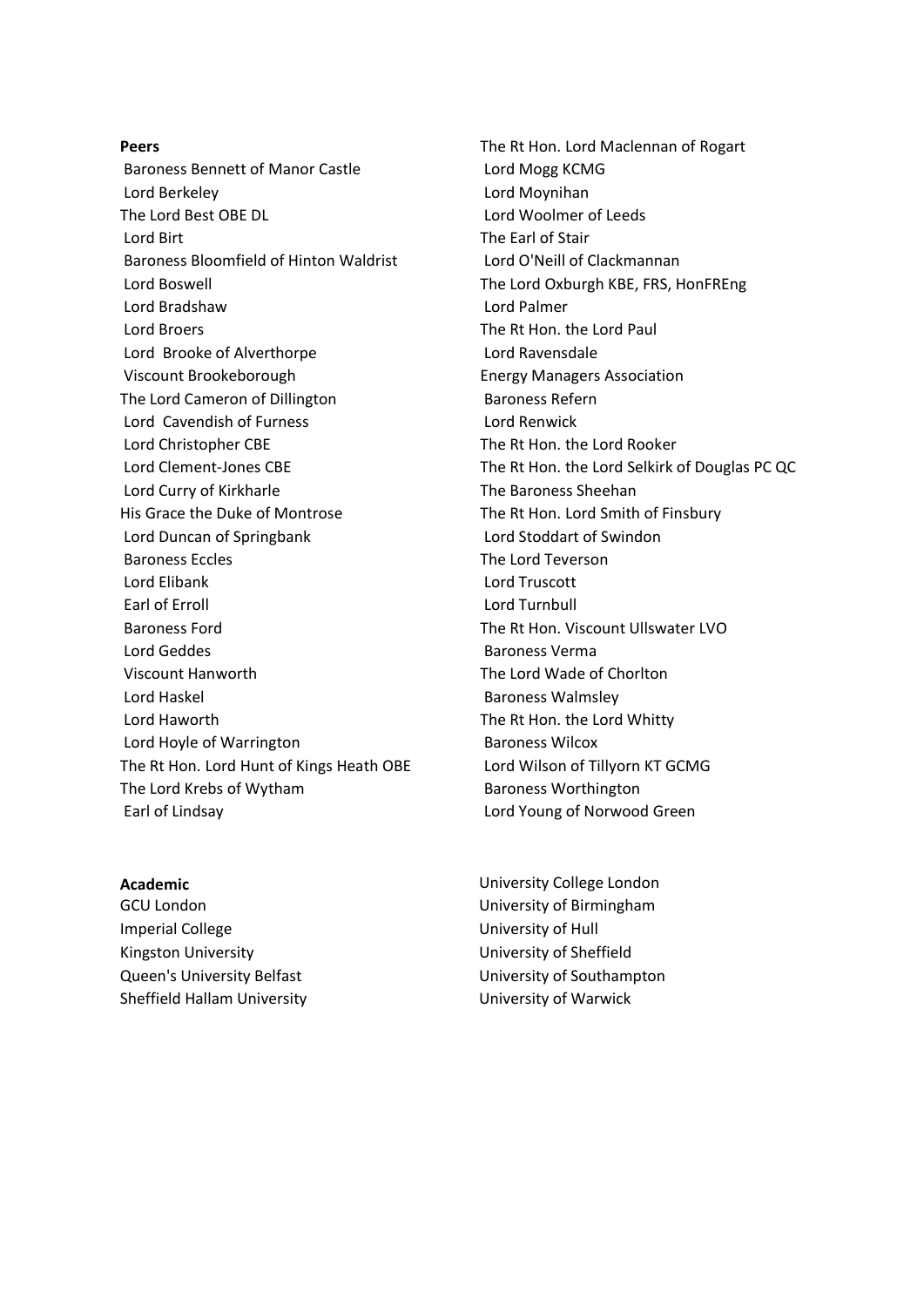**Peers**

Baroness Bennett of Manor Castle
Lord Berkeley
The Lord Best OBE DL
Lord Birt
Baroness Bloomfield of Hinton Waldrist
Lord Boswell
Lord Bradshaw
Lord Broers
Lord Brooke of Alverthorpe
Viscount Brookeborough
The Lord Cameron of Dillington
Lord Cavendish of Furness
Lord Christopher CBE
Lord Clement-Jones CBE
Lord Curry of Kirkharle
His Grace the Duke of Montrose
Lord Duncan of Springbank
Baroness Eccles
Lord Elibank
Earl of Erroll
Baroness Ford
Lord Geddes
Viscount Hanworth
Lord Haskel
Lord Haworth
Lord Hoyle of Warrington
The Rt Hon. Lord Hunt of Kings Heath OBE
The Lord Krebs of Wytham
Earl of Lindsay
The Rt Hon. Lord Maclennan of Rogart
Lord Mogg KCMG
Lord Moynihan
Lord Woolmer of Leeds
The Earl of Stair
Lord O'Neill of Clackmannan
The Lord Oxburgh KBE, FRS, HonFREng
Lord Palmer
The Rt Hon. the Lord Paul
Lord Ravensdale
Energy Managers Association
Baroness Refern
Lord Renwick
The Rt Hon. the Lord Rooker
The Rt Hon. the Lord Selkirk of Douglas PC QC
The Baroness Sheehan
The Rt Hon. Lord Smith of Finsbury
Lord Stoddart of Swindon
The Lord Teverson
Lord Truscott
Lord Turnbull
The Rt Hon. Viscount Ullswater LVO
Baroness Verma
The Lord Wade of Chorlton
Baroness Walmsley
The Rt Hon. the Lord Whitty
Baroness Wilcox
Lord Wilson of Tillyorn KT GCMG
Baroness Worthington
Lord Young of Norwood Green

**Academic**

GCU London
Imperial College
Kingston University
Queen's University Belfast
Sheffield Hallam University
University College London
University of Birmingham
University of Hull
University of Sheffield
University of Southampton
University of Warwick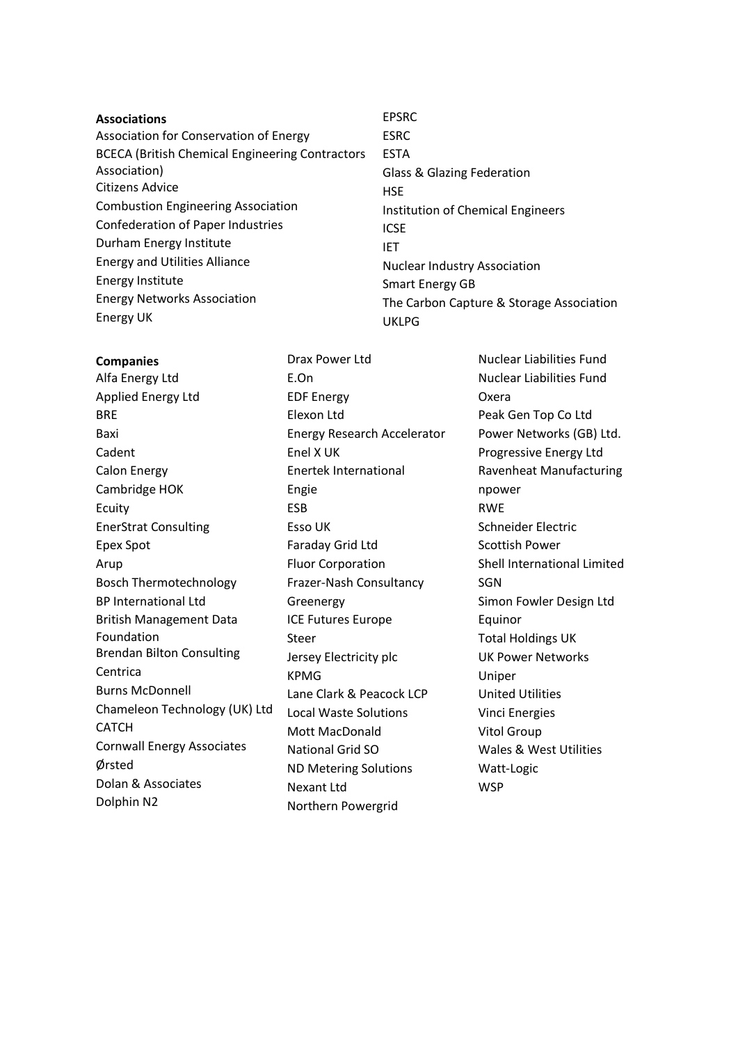**Associations**

Association for Conservation of Energy
BCECA (British Chemical Engineering Contractors Association)
Citizens Advice
Combustion Engineering Association
Confederation of Paper Industries
Durham Energy Institute
Energy and Utilities Alliance
Energy Institute
Energy Networks Association
Energy UK
EPSRC
ESRC
ESTA
Glass & Glazing Federation
HSE
Institution of Chemical Engineers
ICSE
IET
Nuclear Industry Association
Smart Energy GB
The Carbon Capture & Storage Association
UKLPG

**Companies**

Alfa Energy Ltd
Applied Energy Ltd
BRE
Baxi
Cadent
Calon Energy
Cambridge HOK
Ecuity
EnerStrat Consulting
Epex Spot
Arup
Bosch Thermotechnology
BP International Ltd
British Management Data Foundation
Brendan Bilton Consulting
Centrica
Burns McDonnell
Chameleon Technology (UK) Ltd
CATCH
Cornwall Energy Associates
Ørsted
Dolan & Associates
Dolphin N2
Drax Power Ltd
E.On
EDF Energy
Elexon Ltd
Energy Research Accelerator
Enel X UK
Enertek International
Engie
ESB
Esso UK
Faraday Grid Ltd
Fluor Corporation
Frazer-Nash Consultancy
Greenergy
ICE Futures Europe
Steer
Jersey Electricity plc
KPMG
Lane Clark & Peacock LCP
Local Waste Solutions
Mott MacDonald
National Grid SO
ND Metering Solutions
Nexant Ltd
Northern Powergrid
Nuclear Liabilities Fund
Nuclear Liabilities Fund
Oxera
Peak Gen Top Co Ltd
Power Networks (GB) Ltd.
Progressive Energy Ltd
Ravenheat Manufacturing
npower
RWE
Schneider Electric
Scottish Power
Shell International Limited
SGN
Simon Fowler Design Ltd
Equinor
Total Holdings UK
UK Power Networks
Uniper
United Utilities
Vinci Energies
Vitol Group
Wales & West Utilities
Watt-Logic
WSP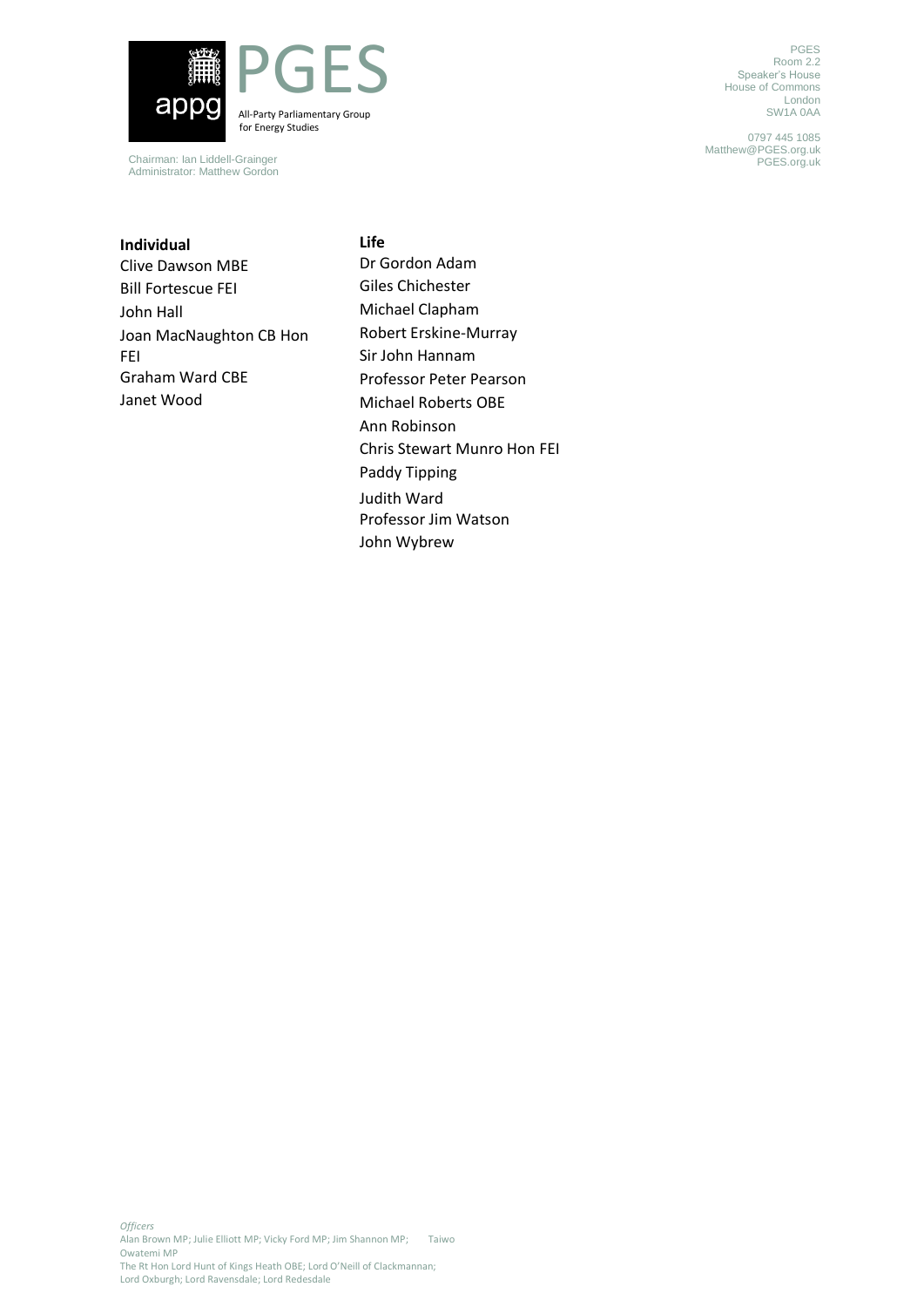PGES

All-Party Parliamentary Group for Energy Studies

Chairman: Ian Liddell-Grainger
Administrator: Matthew Gordon

PGES
Room 2.2
Speaker's House
House of Commons
London
SW1A 0AA

0797 445 1085
Matthew@PGES.org.uk
PGES.org.uk

**Individual**

Clive Dawson MBE
Bill Fortescue FEI
John Hall
Joan MacNaughton CB Hon FEI
Graham Ward CBE
Janet Wood

**Life**

Dr Gordon Adam
Giles Chichester
Michael Clapham
Robert Erskine-Murray
Sir John Hannam
Professor Peter Pearson
Michael Roberts OBE
Ann Robinson
Chris Stewart Munro Hon FEI
Paddy Tipping
Judith Ward
Professor Jim Watson
John Wybrew

*Officers*
Alan Brown MP; Julie Elliott MP; Vicky Ford MP; Jim Shannon MP; Taiwo Owatemi MP
The Rt Hon Lord Hunt of Kings Heath OBE; Lord O'Neill of Clackmannan; Lord Oxburgh; Lord Ravensdale; Lord Redesdale